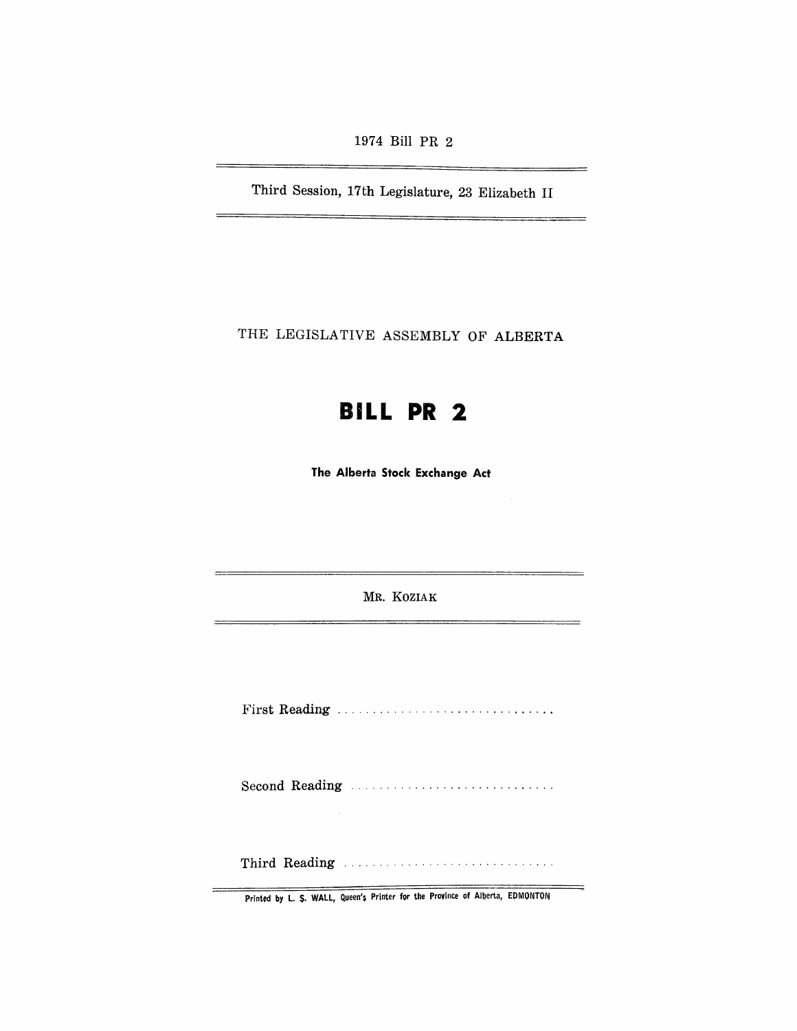1974 Bill PR 2

Third Session, 17th Legislature, 23 Elizabeth II

THE LEGISLATIVE ASSEMBLY OF ALBERTA

# BILL PR 2

**The Alberta Stock Exchange Act**

MR. KOZIAK

First Reading . . . . . . . . . . . . . . . . . . . . . . . . . . . . . .

Second Reading . . . . . . . . . . . . . . . . . . . . . . . . . . . .

Third Reading . . . . . . . . . . . . . . . . . . . . . . . . . . . . .

Printed by L. S. WALL, Queen's Printer for the Province of Alberta, EDMONTON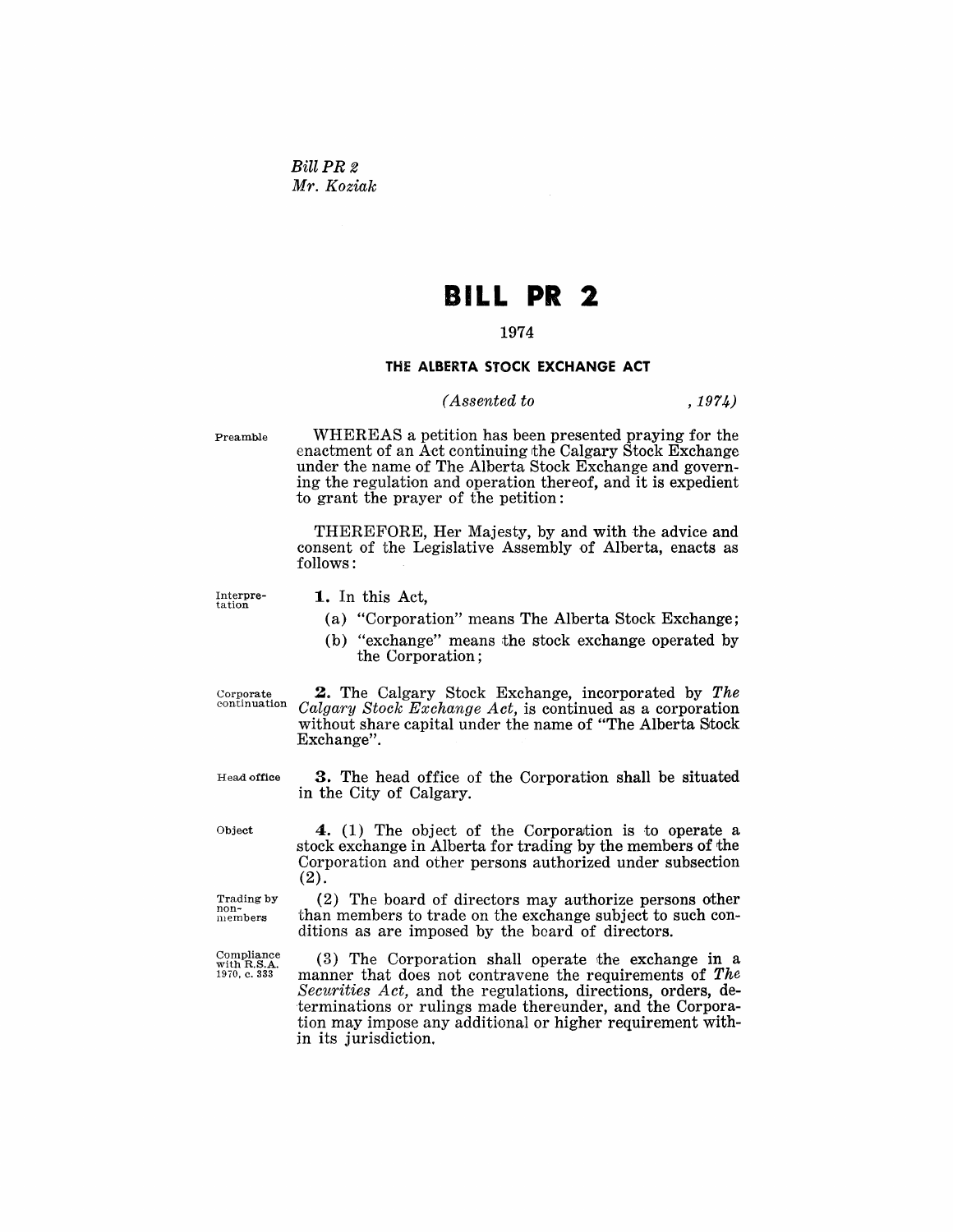*Bill PR 2*
*Mr. Koziak*

# BILL PR 2

1974

## THE ALBERTA STOCK EXCHANGE ACT

*(Assented to , 1974)*

Preamble

WHEREAS a petition has been presented praying for the enactment of an Act continuing the Calgary Stock Exchange under the name of The Alberta Stock Exchange and governing the regulation and operation thereof, and it is expedient to grant the prayer of the petition:

THEREFORE, Her Majesty, by and with the advice and consent of the Legislative Assembly of Alberta, enacts as follows:

Interpretation

**1.** In this Act,

(a) "Corporation" means The Alberta Stock Exchange;

(b) "exchange" means the stock exchange operated by the Corporation;

Corporate continuation

**2.** The Calgary Stock Exchange, incorporated by *The Calgary Stock Exchange Act*, is continued as a corporation without share capital under the name of "The Alberta Stock Exchange".

Head office

**3.** The head office of the Corporation shall be situated in the City of Calgary.

Object

**4.** (1) The object of the Corporation is to operate a stock exchange in Alberta for trading by the members of the Corporation and other persons authorized under subsection (2).

Trading by non-members

(2) The board of directors may authorize persons other than members to trade on the exchange subject to such conditions as are imposed by the board of directors.

Compliance with R.S.A. 1970, c. 333

(3) The Corporation shall operate the exchange in a manner that does not contravene the requirements of *The Securities Act*, and the regulations, directions, orders, determinations or rulings made thereunder, and the Corporation may impose any additional or higher requirement within its jurisdiction.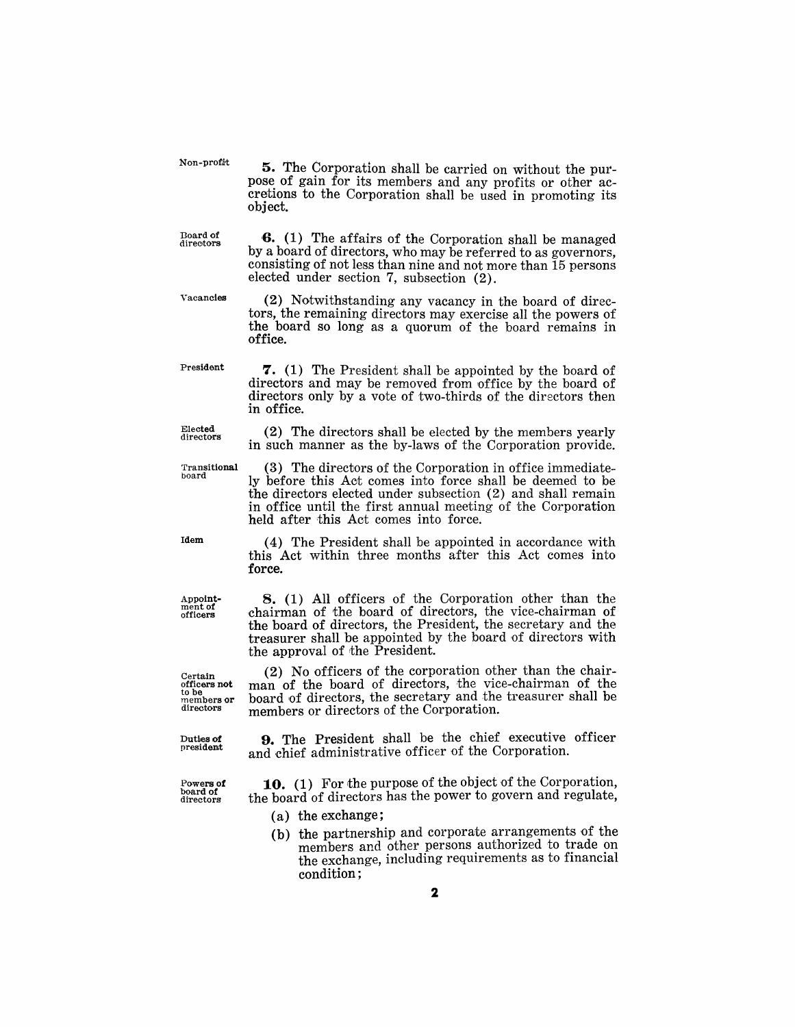Non-profit

**5.** The Corporation shall be carried on without the purpose of gain for its members and any profits or other accretions to the Corporation shall be used in promoting its object.

Board of directors

**6.** (1) The affairs of the Corporation shall be managed by a board of directors, who may be referred to as governors, consisting of not less than nine and not more than 15 persons elected under section 7, subsection (2).

Vacancies

(2) Notwithstanding any vacancy in the board of directors, the remaining directors may exercise all the powers of the board so long as a quorum of the board remains in office.

President

**7.** (1) The President shall be appointed by the board of directors and may be removed from office by the board of directors only by a vote of two-thirds of the directors then in office.

Elected directors

(2) The directors shall be elected by the members yearly in such manner as the by-laws of the Corporation provide.

Transitional board

(3) The directors of the Corporation in office immediately before this Act comes into force shall be deemed to be the directors elected under subsection (2) and shall remain in office until the first annual meeting of the Corporation held after this Act comes into force.

Idem

(4) The President shall be appointed in accordance with this Act within three months after this Act comes into force.

Appointment of officers

**8.** (1) All officers of the Corporation other than the chairman of the board of directors, the vice-chairman of the board of directors, the President, the secretary and the treasurer shall be appointed by the board of directors with the approval of the President.

Certain officers not to be members or directors

(2) No officers of the corporation other than the chairman of the board of directors, the vice-chairman of the board of directors, the secretary and the treasurer shall be members or directors of the Corporation.

Duties of president

**9.** The President shall be the chief executive officer and chief administrative officer of the Corporation.

Powers of board of directors

**10.** (1) For the purpose of the object of the Corporation, the board of directors has the power to govern and regulate,

(a) the exchange;

(b) the partnership and corporate arrangements of the members and other persons authorized to trade on the exchange, including requirements as to financial condition;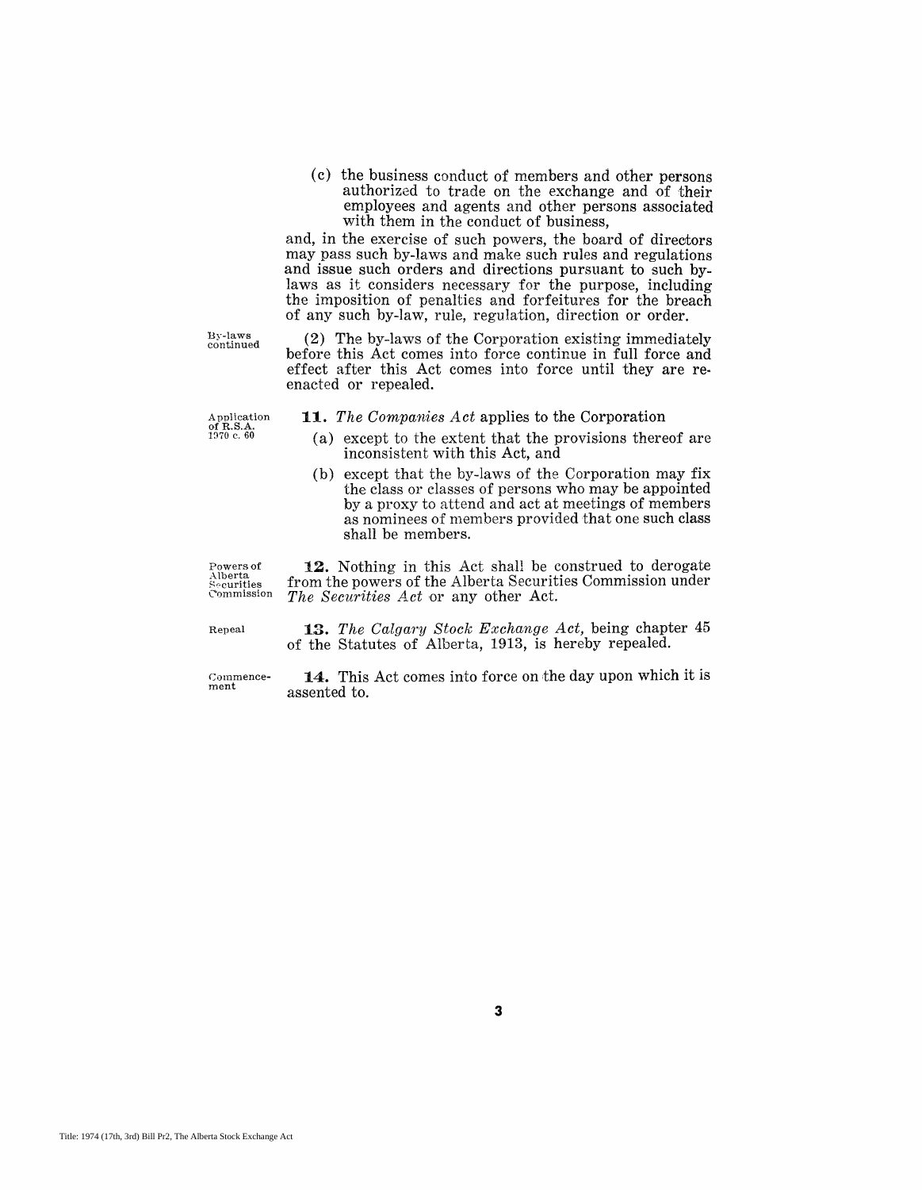(c) the business conduct of members and other persons authorized to trade on the exchange and of their employees and agents and other persons associated with them in the conduct of business,

and, in the exercise of such powers, the board of directors may pass such by-laws and make such rules and regulations and issue such orders and directions pursuant to such by-laws as it considers necessary for the purpose, including the imposition of penalties and forfeitures for the breach of any such by-law, rule, regulation, direction or order.

By-laws continued

(2) The by-laws of the Corporation existing immediately before this Act comes into force continue in full force and effect after this Act comes into force until they are re-enacted or repealed.

Application of R.S.A. 1970 c. 60

**11.** *The Companies Act* applies to the Corporation

(a) except to the extent that the provisions thereof are inconsistent with this Act, and

(b) except that the by-laws of the Corporation may fix the class or classes of persons who may be appointed by a proxy to attend and act at meetings of members as nominees of members provided that one such class shall be members.

Powers of Alberta Securities Commission

**12.** Nothing in this Act shall be construed to derogate from the powers of the Alberta Securities Commission under *The Securities Act* or any other Act.

Repeal

**13.** *The Calgary Stock Exchange Act*, being chapter 45 of the Statutes of Alberta, 1913, is hereby repealed.

Commencement

**14.** This Act comes into force on the day upon which it is assented to.